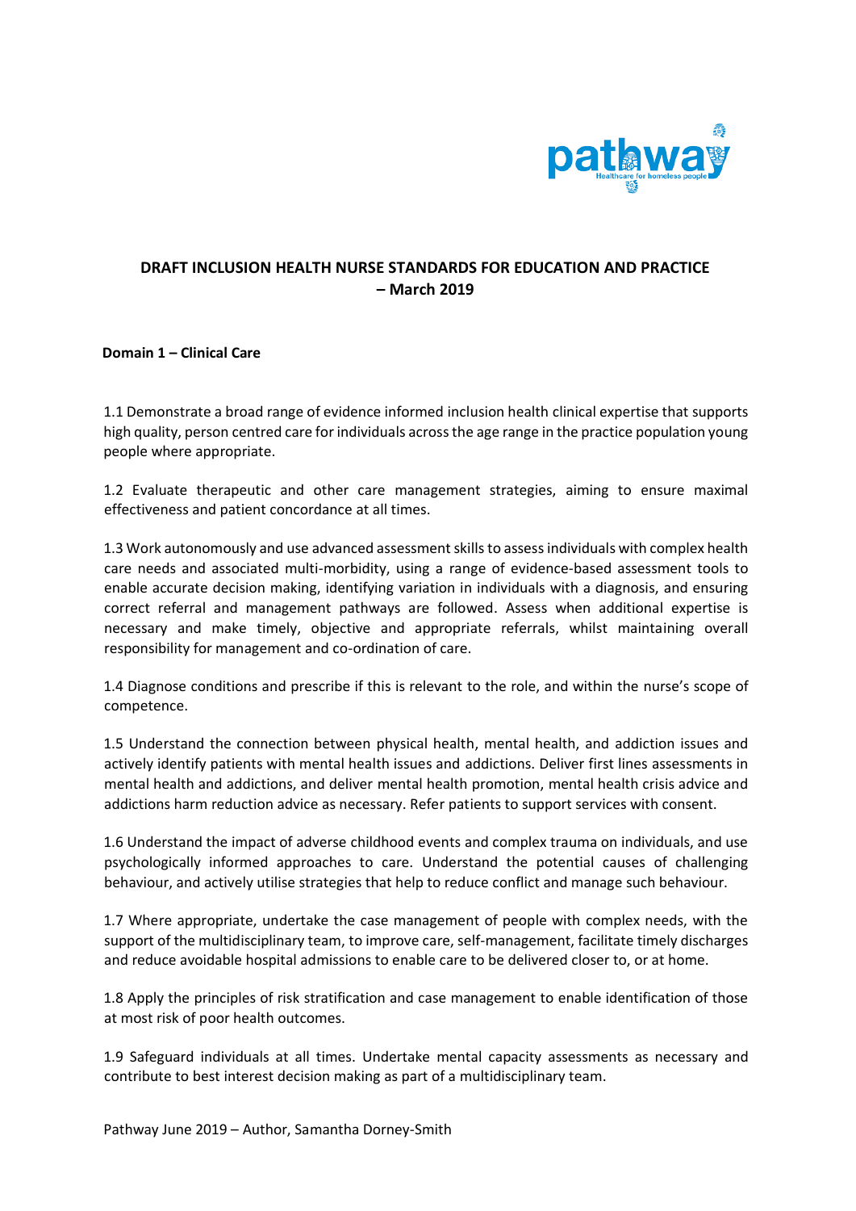# DRAFT INCLUSION HEALTH NURSE STANDARDS FOR EDUCATION AND PRACTICE – March 2019

## Domain 1 – Clinical Care

1.1 Demonstrate a broad range of evidence informed inclusion health clinical expertise that supports high quality, person centred care for individuals across the age range in the practice population young people where appropriate.

1.2 Evaluate therapeutic and other care management strategies, aiming to ensure maximal effectiveness and patient concordance at all times.

1.3 Work autonomously and use advanced assessment skills to assess individuals with complex health care needs and associated multi-morbidity, using a range of evidence-based assessment tools to enable accurate decision making, identifying variation in individuals with a diagnosis, and ensuring correct referral and management pathways are followed. Assess when additional expertise is necessary and make timely, objective and appropriate referrals, whilst maintaining overall responsibility for management and co-ordination of care.

1.4 Diagnose conditions and prescribe if this is relevant to the role, and within the nurse's scope of competence.

1.5 Understand the connection between physical health, mental health, and addiction issues and actively identify patients with mental health issues and addictions. Deliver first lines assessments in mental health and addictions, and deliver mental health promotion, mental health crisis advice and addictions harm reduction advice as necessary. Refer patients to support services with consent.

1.6 Understand the impact of adverse childhood events and complex trauma on individuals, and use psychologically informed approaches to care. Understand the potential causes of challenging behaviour, and actively utilise strategies that help to reduce conflict and manage such behaviour.

1.7 Where appropriate, undertake the case management of people with complex needs, with the support of the multidisciplinary team, to improve care, self-management, facilitate timely discharges and reduce avoidable hospital admissions to enable care to be delivered closer to, or at home.

1.8 Apply the principles of risk stratification and case management to enable identification of those at most risk of poor health outcomes.

1.9 Safeguard individuals at all times. Undertake mental capacity assessments as necessary and contribute to best interest decision making as part of a multidisciplinary team.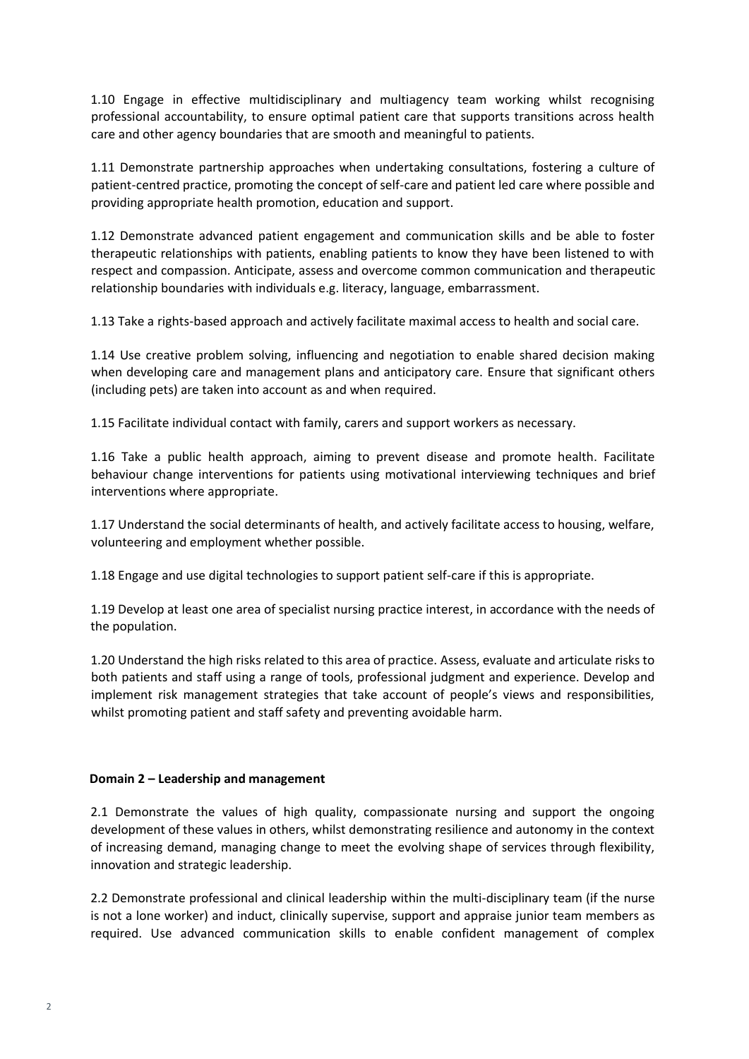1.10 Engage in effective multidisciplinary and multiagency team working whilst recognising professional accountability, to ensure optimal patient care that supports transitions across health care and other agency boundaries that are smooth and meaningful to patients.

1.11 Demonstrate partnership approaches when undertaking consultations, fostering a culture of patient-centred practice, promoting the concept of self-care and patient led care where possible and providing appropriate health promotion, education and support.

1.12 Demonstrate advanced patient engagement and communication skills and be able to foster therapeutic relationships with patients, enabling patients to know they have been listened to with respect and compassion. Anticipate, assess and overcome common communication and therapeutic relationship boundaries with individuals e.g. literacy, language, embarrassment.

1.13 Take a rights-based approach and actively facilitate maximal access to health and social care.

1.14 Use creative problem solving, influencing and negotiation to enable shared decision making when developing care and management plans and anticipatory care. Ensure that significant others (including pets) are taken into account as and when required.

1.15 Facilitate individual contact with family, carers and support workers as necessary.

1.16 Take a public health approach, aiming to prevent disease and promote health. Facilitate behaviour change interventions for patients using motivational interviewing techniques and brief interventions where appropriate.

1.17 Understand the social determinants of health, and actively facilitate access to housing, welfare, volunteering and employment whether possible.

1.18 Engage and use digital technologies to support patient self-care if this is appropriate.

1.19 Develop at least one area of specialist nursing practice interest, in accordance with the needs of the population.

1.20 Understand the high risks related to this area of practice. Assess, evaluate and articulate risks to both patients and staff using a range of tools, professional judgment and experience. Develop and implement risk management strategies that take account of people's views and responsibilities, whilst promoting patient and staff safety and preventing avoidable harm.

**Domain 2 – Leadership and management**

2.1 Demonstrate the values of high quality, compassionate nursing and support the ongoing development of these values in others, whilst demonstrating resilience and autonomy in the context of increasing demand, managing change to meet the evolving shape of services through flexibility, innovation and strategic leadership.

2.2 Demonstrate professional and clinical leadership within the multi-disciplinary team (if the nurse is not a lone worker) and induct, clinically supervise, support and appraise junior team members as required. Use advanced communication skills to enable confident management of complex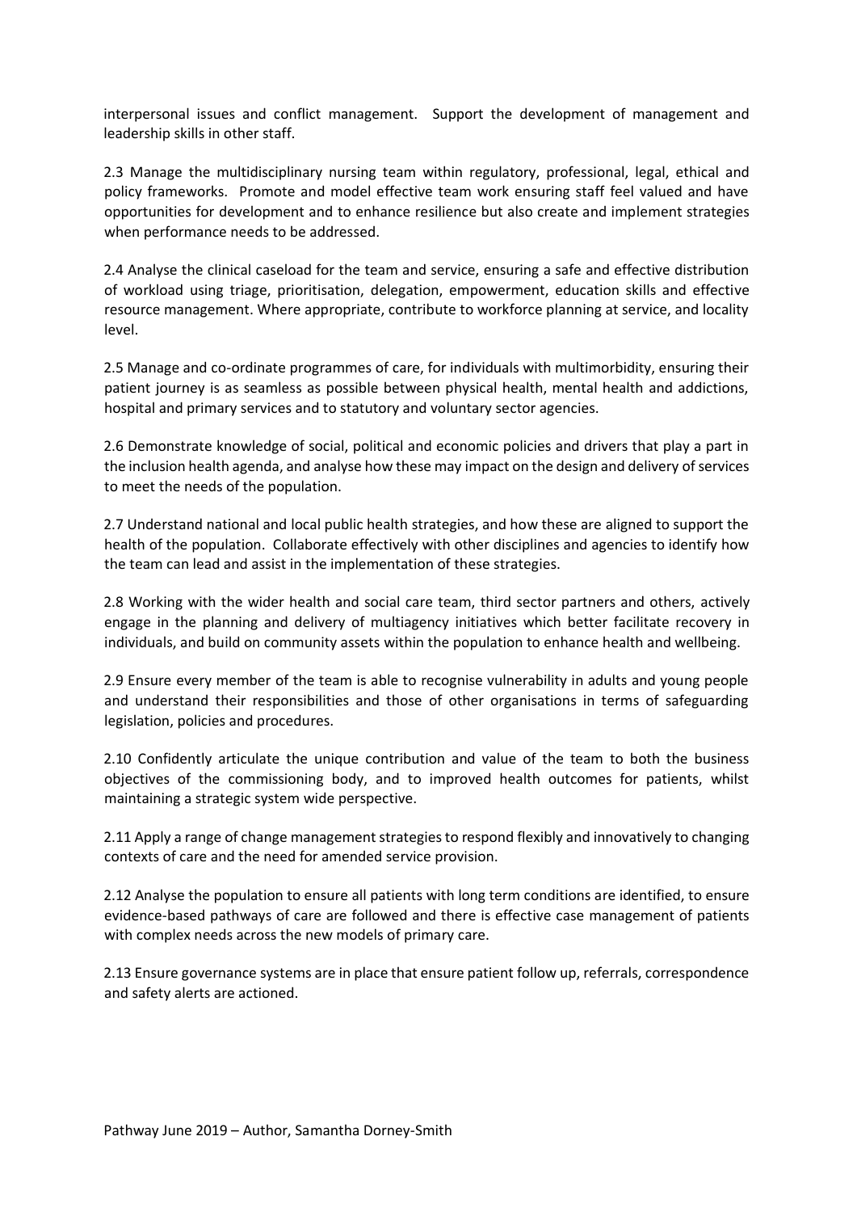interpersonal issues and conflict management. Support the development of management and leadership skills in other staff.

2.3 Manage the multidisciplinary nursing team within regulatory, professional, legal, ethical and policy frameworks. Promote and model effective team work ensuring staff feel valued and have opportunities for development and to enhance resilience but also create and implement strategies when performance needs to be addressed.

2.4 Analyse the clinical caseload for the team and service, ensuring a safe and effective distribution of workload using triage, prioritisation, delegation, empowerment, education skills and effective resource management. Where appropriate, contribute to workforce planning at service, and locality level.

2.5 Manage and co-ordinate programmes of care, for individuals with multimorbidity, ensuring their patient journey is as seamless as possible between physical health, mental health and addictions, hospital and primary services and to statutory and voluntary sector agencies.

2.6 Demonstrate knowledge of social, political and economic policies and drivers that play a part in the inclusion health agenda, and analyse how these may impact on the design and delivery of services to meet the needs of the population.

2.7 Understand national and local public health strategies, and how these are aligned to support the health of the population. Collaborate effectively with other disciplines and agencies to identify how the team can lead and assist in the implementation of these strategies.

2.8 Working with the wider health and social care team, third sector partners and others, actively engage in the planning and delivery of multiagency initiatives which better facilitate recovery in individuals, and build on community assets within the population to enhance health and wellbeing.

2.9 Ensure every member of the team is able to recognise vulnerability in adults and young people and understand their responsibilities and those of other organisations in terms of safeguarding legislation, policies and procedures.

2.10 Confidently articulate the unique contribution and value of the team to both the business objectives of the commissioning body, and to improved health outcomes for patients, whilst maintaining a strategic system wide perspective.

2.11 Apply a range of change management strategies to respond flexibly and innovatively to changing contexts of care and the need for amended service provision.

2.12 Analyse the population to ensure all patients with long term conditions are identified, to ensure evidence-based pathways of care are followed and there is effective case management of patients with complex needs across the new models of primary care.

2.13 Ensure governance systems are in place that ensure patient follow up, referrals, correspondence and safety alerts are actioned.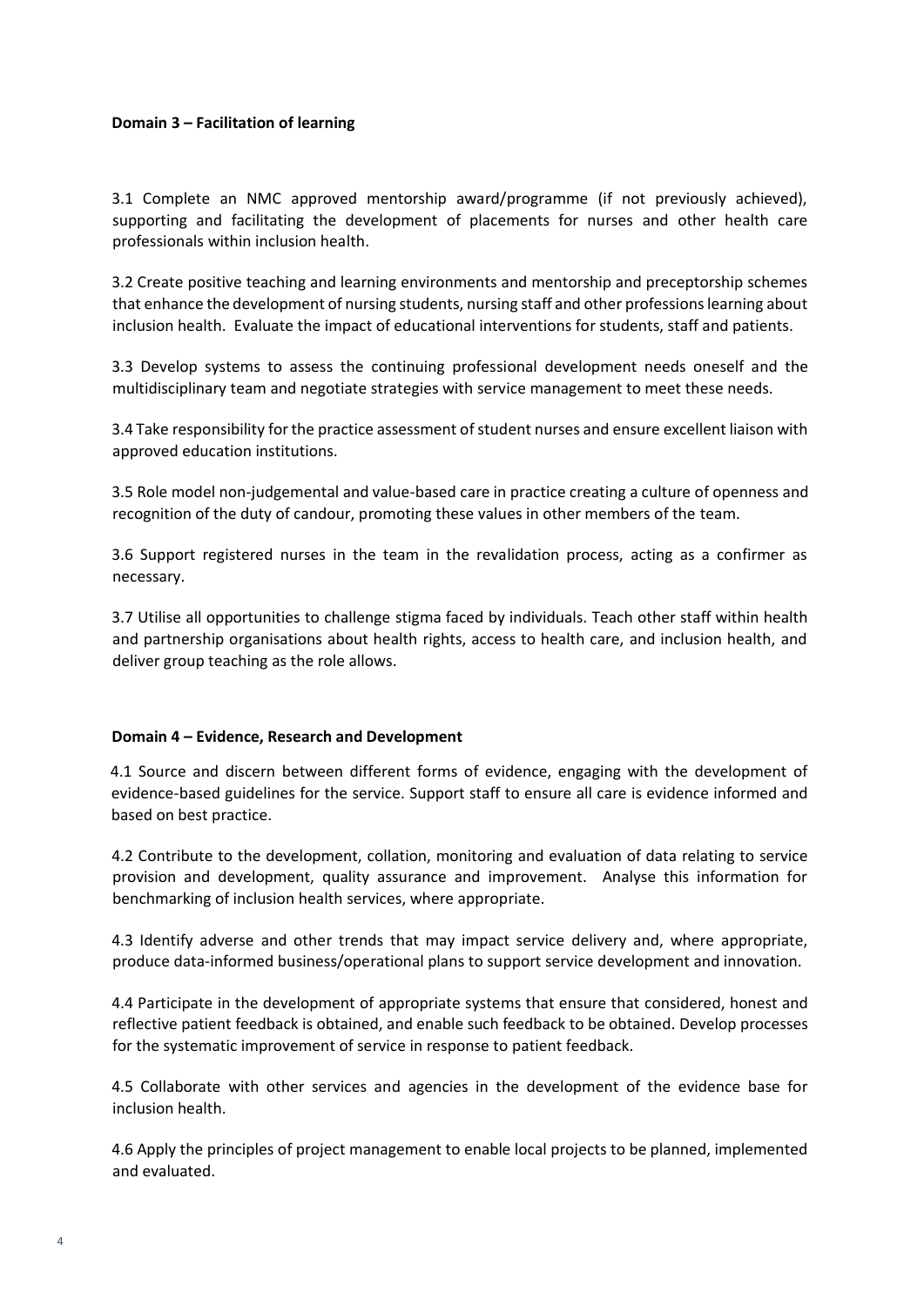**Domain 3 – Facilitation of learning**

3.1 Complete an NMC approved mentorship award/programme (if not previously achieved), supporting and facilitating the development of placements for nurses and other health care professionals within inclusion health.

3.2 Create positive teaching and learning environments and mentorship and preceptorship schemes that enhance the development of nursing students, nursing staff and other professions learning about inclusion health. Evaluate the impact of educational interventions for students, staff and patients.

3.3 Develop systems to assess the continuing professional development needs oneself and the multidisciplinary team and negotiate strategies with service management to meet these needs.

3.4 Take responsibility for the practice assessment of student nurses and ensure excellent liaison with approved education institutions.

3.5 Role model non-judgemental and value-based care in practice creating a culture of openness and recognition of the duty of candour, promoting these values in other members of the team.

3.6 Support registered nurses in the team in the revalidation process, acting as a confirmer as necessary.

3.7 Utilise all opportunities to challenge stigma faced by individuals. Teach other staff within health and partnership organisations about health rights, access to health care, and inclusion health, and deliver group teaching as the role allows.

**Domain 4 – Evidence, Research and Development**

4.1 Source and discern between different forms of evidence, engaging with the development of evidence-based guidelines for the service. Support staff to ensure all care is evidence informed and based on best practice.

4.2 Contribute to the development, collation, monitoring and evaluation of data relating to service provision and development, quality assurance and improvement. Analyse this information for benchmarking of inclusion health services, where appropriate.

4.3 Identify adverse and other trends that may impact service delivery and, where appropriate, produce data-informed business/operational plans to support service development and innovation.

4.4 Participate in the development of appropriate systems that ensure that considered, honest and reflective patient feedback is obtained, and enable such feedback to be obtained. Develop processes for the systematic improvement of service in response to patient feedback.

4.5 Collaborate with other services and agencies in the development of the evidence base for inclusion health.

4.6 Apply the principles of project management to enable local projects to be planned, implemented and evaluated.